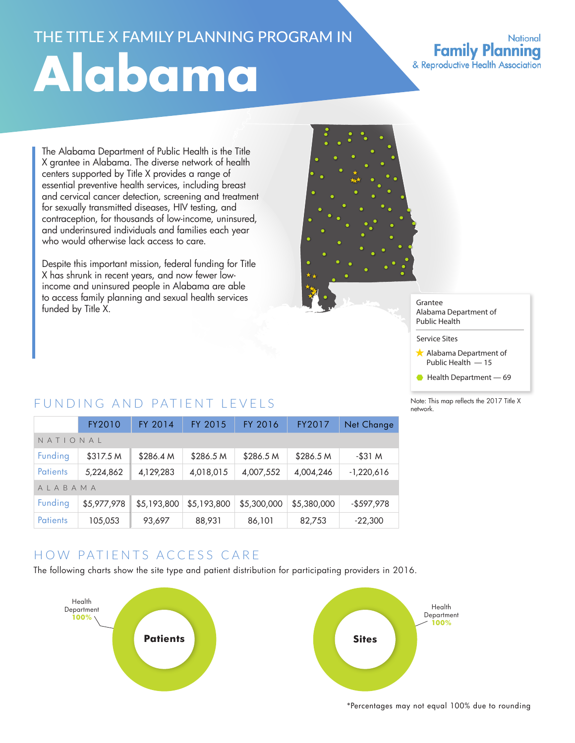# THE TITLE X FAMILY PLANNING PROGRAM IN

# Alabama

National Family Planning & Reproductive Health Association

The Alabama Department of Public Health is the Title X grantee in Alabama. The diverse network of health centers supported by Title X provides a range of essential preventive health services, including breast and cervical cancer detection, screening and treatment for sexually transmitted diseases, HIV testing, and contraception, for thousands of low-income, uninsured, and underinsured individuals and families each year who would otherwise lack access to care.

Despite this important mission, federal funding for Title X has shrunk in recent years, and now fewer low-income and uninsured people in Alabama are able to access family planning and sexual health services funded by Title X.

Grantee
Alabama Department of Public Health

Service Sites

- ★ Alabama Department of Public Health — 15
- ● Health Department — 69

Note: This map reflects the 2017 Title X network.

## FUNDING AND PATIENT LEVELS

| | FY2010 | FY 2014 | FY 2015 | FY 2016 | FY2017 | Net Change |
|---|---|---|---|---|---|---|
| NATIONAL | | | | | | |
| Funding | $317.5 M | $286.4 M | $286.5 M | $286.5 M | $286.5 M | -$31 M |
| Patients | 5,224,862 | 4,129,283 | 4,018,015 | 4,007,552 | 4,004,246 | -1,220,616 |
| ALABAMA | | | | | | |
| Funding | $5,977,978 | $5,193,800 | $5,193,800 | $5,300,000 | $5,380,000 | -$597,978 |
| Patients | 105,053 | 93,697 | 88,931 | 86,101 | 82,753 | -22,300 |

## HOW PATIENTS ACCESS CARE

The following charts show the site type and patient distribution for participating providers in 2016.

**Patients**: Health Department 100%

**Sites**: Health Department 100%

*Percentages may not equal 100% due to rounding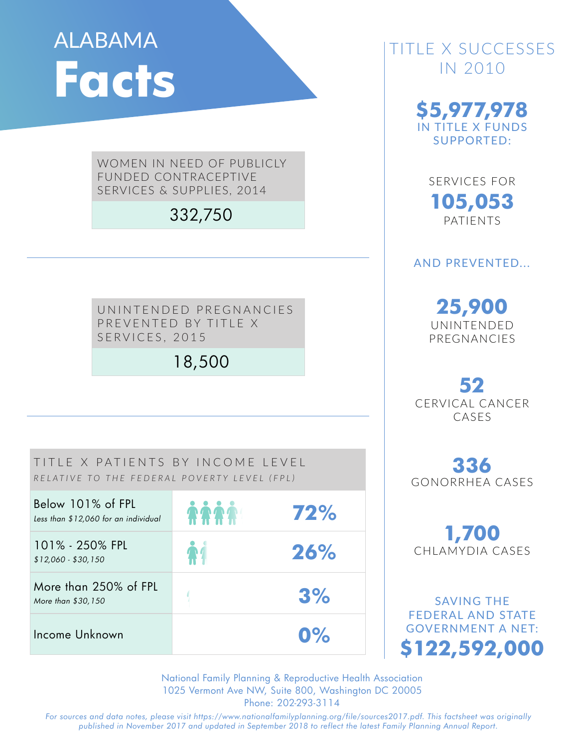# ALABAMA
# Facts

WOMEN IN NEED OF PUBLICLY FUNDED CONTRACEPTIVE SERVICES & SUPPLIES, 2014

332,750

UNINTENDED PREGNANCIES PREVENTED BY TITLE X SERVICES, 2015

18,500

## TITLE X PATIENTS BY INCOME LEVEL

*RELATIVE TO THE FEDERAL POVERTY LEVEL (FPL)*

| | |
|---|---|
| Below 101% of FPL<br>*Less than $12,060 for an individual* | 72% |
| 101% - 250% FPL<br>*$12,060 - $30,150* | 26% |
| More than 250% of FPL<br>*More than $30,150* | 3% |
| Income Unknown | 0% |

## TITLE X SUCCESSES IN 2010

**$5,977,978**
IN TITLE X FUNDS SUPPORTED:

SERVICES FOR
**105,053**
PATIENTS

AND PREVENTED...

**25,900**
UNINTENDED PREGNANCIES

**52**
CERVICAL CANCER CASES

**336**
GONORRHEA CASES

**1,700**
CHLAMYDIA CASES

SAVING THE FEDERAL AND STATE GOVERNMENT A NET:
**$122,592,000**

National Family Planning & Reproductive Health Association
1025 Vermont Ave NW, Suite 800, Washington DC 20005
Phone: 202-293-3114

*For sources and data notes, please visit https://www.nationalfamilyplanning.org/file/sources2017.pdf. This factsheet was originally published in November 2017 and updated in September 2018 to reflect the latest Family Planning Annual Report.*